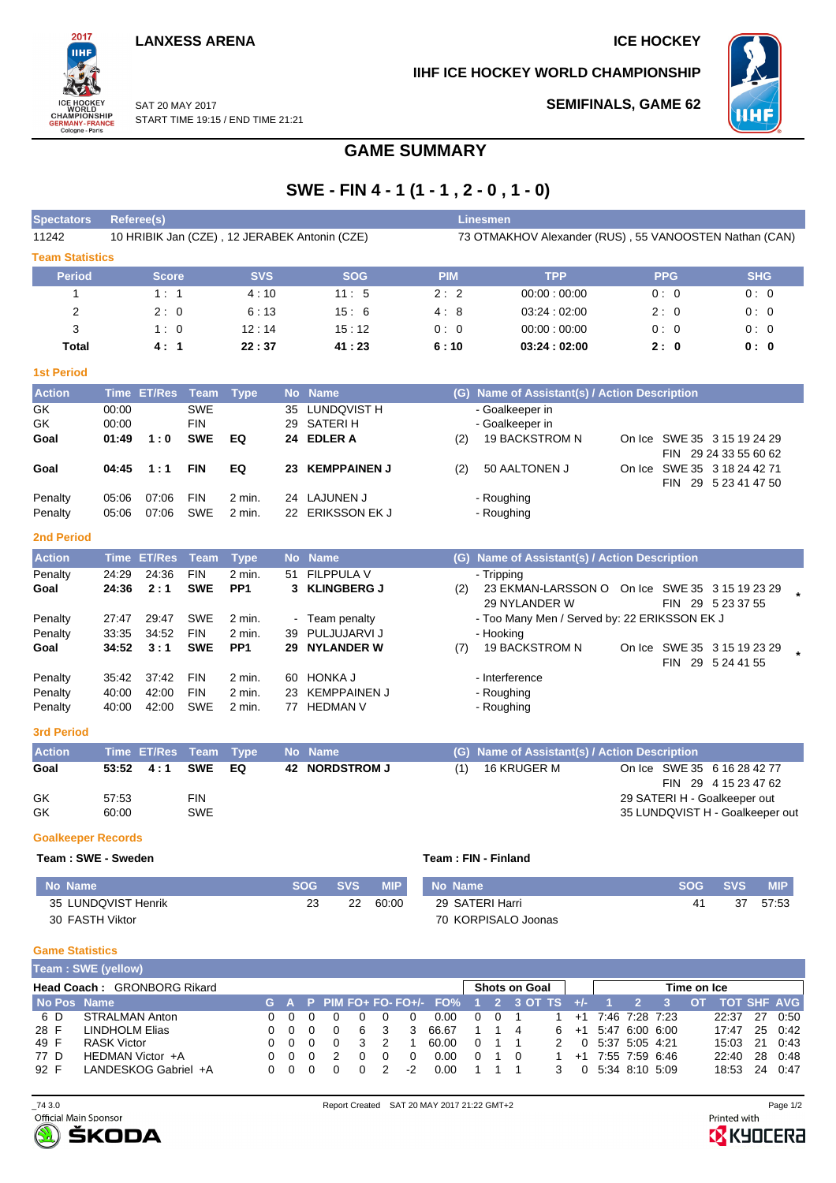LANXESS ARENA

ICE HOCKEY

IIHF ICE HOCKEY WORLD CHAMPIONSHIP

SAT 20 MAY 2017
START TIME 19:15 / END TIME 21:21

SEMIFINALS, GAME 62

# GAME SUMMARY

## SWE - FIN 4 - 1 (1 - 1 , 2 - 0 , 1 - 0)

| Spectators | Referee(s) | Linesmen |
|---|---|---|
| 11242 | 10 HRIBIK Jan (CZE) , 12 JERABEK Antonin (CZE) | 73 OTMAKHOV Alexander (RUS) , 55 VANOOSTEN Nathan (CAN) |

### Team Statistics

| Period | Score | SVS | SOG | PIM | TPP | PPG | SHG |
|---|---|---|---|---|---|---|---|
| 1 | 1 : 1 | 4 : 10 | 11 : 5 | 2 : 2 | 00:00 : 00:00 | 0 : 0 | 0 : 0 |
| 2 | 2 : 0 | 6 : 13 | 15 : 6 | 4 : 8 | 03:24 : 02:00 | 2 : 0 | 0 : 0 |
| 3 | 1 : 0 | 12 : 14 | 15 : 12 | 0 : 0 | 00:00 : 00:00 | 0 : 0 | 0 : 0 |
| **Total** | **4 : 1** | **22 : 37** | **41 : 23** | **6 : 10** | **03:24 : 02:00** | **2 : 0** | **0 : 0** |

### 1st Period

| Action | Time | ET/Res | Team | Type | No | Name | (G) | Name of Assistant(s) / Action Description | |
|---|---|---|---|---|---|---|---|---|---|
| GK | 00:00 | | SWE | | 35 | LUNDQVIST H | | - Goalkeeper in | |
| GK | 00:00 | | FIN | | 29 | SATERI H | | - Goalkeeper in | |
| **Goal** | **01:49** | **1 : 0** | **SWE** | **EQ** | **24** | **EDLER A** | (2) | 19 BACKSTROM N | On Ice SWE 35 3 15 19 24 29 / FIN 29 24 33 55 60 62 |
| **Goal** | **04:45** | **1 : 1** | **FIN** | **EQ** | **23** | **KEMPPAINEN J** | (2) | 50 AALTONEN J | On Ice SWE 35 3 18 24 42 71 / FIN 29 5 23 41 47 50 |
| Penalty | 05:06 | 07:06 | FIN | 2 min. | 24 | LAJUNEN J | | - Roughing | |
| Penalty | 05:06 | 07:06 | SWE | 2 min. | 22 | ERIKSSON EK J | | - Roughing | |

### 2nd Period

| Action | Time | ET/Res | Team | Type | No | Name | (G) | Name of Assistant(s) / Action Description | |
|---|---|---|---|---|---|---|---|---|---|
| Penalty | 24:29 | 24:36 | FIN | 2 min. | 51 | FILPPULA V | | - Tripping | |
| **Goal** | **24:36** | **2 : 1** | **SWE** | **PP1** | **3** | **KLINGBERG J** | (2) | 23 EKMAN-LARSSON O, 29 NYLANDER W | On Ice SWE 35 3 15 19 23 29 / FIN 29 5 23 37 55 * |
| Penalty | 27:47 | 29:47 | SWE | 2 min. | - | Team penalty | | - Too Many Men / Served by: 22 ERIKSSON EK J | |
| Penalty | 33:35 | 34:52 | FIN | 2 min. | 39 | PULJUJARVI J | | - Hooking | |
| **Goal** | **34:52** | **3 : 1** | **SWE** | **PP1** | **29** | **NYLANDER W** | (7) | 19 BACKSTROM N | On Ice SWE 35 3 15 19 23 29 / FIN 29 5 24 41 55 * |
| Penalty | 35:42 | 37:42 | FIN | 2 min. | 60 | HONKA J | | - Interference | |
| Penalty | 40:00 | 42:00 | FIN | 2 min. | 23 | KEMPPAINEN J | | - Roughing | |
| Penalty | 40:00 | 42:00 | SWE | 2 min. | 77 | HEDMAN V | | - Roughing | |

### 3rd Period

| Action | Time | ET/Res | Team | Type | No | Name | (G) | Name of Assistant(s) / Action Description | |
|---|---|---|---|---|---|---|---|---|---|
| **Goal** | **53:52** | **4 : 1** | **SWE** | **EQ** | **42** | **NORDSTROM J** | (1) | 16 KRUGER M | On Ice SWE 35 6 16 28 42 77 / FIN 29 4 15 23 47 62 |
| GK | 57:53 | | FIN | | | | | | 29 SATERI H - Goalkeeper out |
| GK | 60:00 | | SWE | | | | | | 35 LUNDQVIST H - Goalkeeper out |

### Goalkeeper Records

**Team : SWE - Sweden**

| No | Name | SOG | SVS | MIP |
|---|---|---|---|---|
| 35 | LUNDQVIST Henrik | 23 | 22 | 60:00 |
| 30 | FASTH Viktor | | | |

**Team : FIN - Finland**

| No | Name | SOG | SVS | MIP |
|---|---|---|---|---|
| 29 | SATERI Harri | 41 | 37 | 57:53 |
| 70 | KORPISALO Joonas | | | |

### Game Statistics

**Team : SWE (yellow)**

**Head Coach :** GRONBORG Rikard

| No | Pos | Name | G | A | P | PIM | FO+ | FO- | FO+/- | FO% | SOG 1 | SOG 2 | SOG 3 | SOG OT | SOG TS | +/- | TOI 1 | TOI 2 | TOI 3 | TOI OT | TOT | SHF | AVG |
|---|---|---|---|---|---|---|---|---|---|---|---|---|---|---|---|---|---|---|---|---|---|---|---|
| 6 | D | STRALMAN Anton | 0 | 0 | 0 | 0 | 0 | 0 | 0 | 0.00 | 0 | 0 | 1 | | 1 | +1 | 7:46 | 7:28 | 7:23 | | 22:37 | 27 | 0:50 |
| 28 | F | LINDHOLM Elias | 0 | 0 | 0 | 0 | 6 | 3 | 3 | 66.67 | 1 | 1 | 4 | | 6 | +1 | 5:47 | 6:00 | 6:00 | | 17:47 | 25 | 0:42 |
| 49 | F | RASK Victor | 0 | 0 | 0 | 0 | 3 | 2 | 1 | 60.00 | 0 | 1 | 1 | | 2 | 0 | 5:37 | 5:05 | 4:21 | | 15:03 | 21 | 0:43 |
| 77 | D | HEDMAN Victor +A | 0 | 0 | 0 | 2 | 0 | 0 | 0 | 0.00 | 0 | 1 | 0 | | 1 | +1 | 7:55 | 7:59 | 6:46 | | 22:40 | 28 | 0:48 |
| 92 | F | LANDESKOG Gabriel +A | 0 | 0 | 0 | 0 | 0 | 2 | -2 | 0.00 | 1 | 1 | 1 | | 3 | 0 | 5:34 | 8:10 | 5:09 | | 18:53 | 24 | 0:47 |

_74 3.0 Report Created SAT 20 MAY 2017 21:22 GMT+2

Official Main Sponsor ŠKODA — Printed with KYOCERA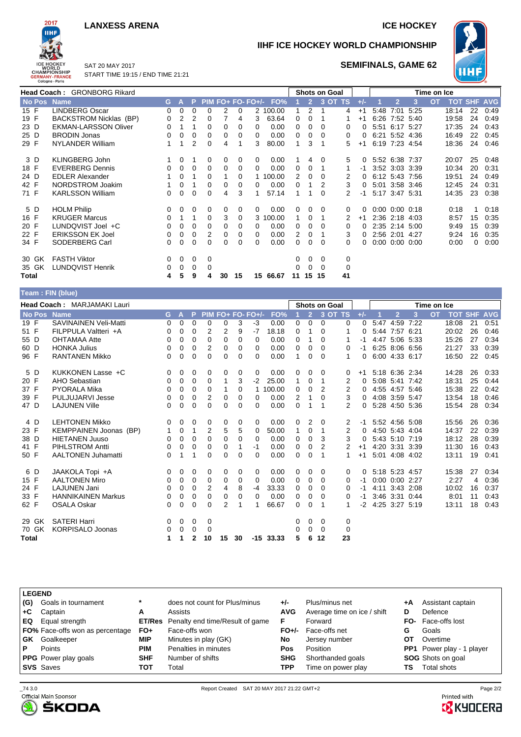LANXESS ARENA

ICE HOCKEY

# IIHF ICE HOCKEY WORLD CHAMPIONSHIP

SAT 20 MAY 2017
START TIME 19:15 / END TIME 21:21

## SEMIFINALS, GAME 62

**Head Coach :** GRONBORG Rikard

| No | Pos | Name | G | A | P | PIM | FO+ | FO- | FO+/- | FO% | Shots on Goal 1 | 2 | 3 | OT | TS | +/- | Time on Ice 1 | 2 | 3 | OT | TOT | SHF | AVG |
|---|---|---|---|---|---|---|---|---|---|---|---|---|---|---|---|---|---|---|---|---|---|---|---|
| 15 | F | LINDBERG Oscar | 0 | 0 | 0 | 0 | 2 | 0 | 2 | 100.00 | 1 | 2 | 1 | | 4 | +1 | 5:48 | 7:01 | 5:25 | | 18:14 | 22 | 0:49 |
| 19 | F | BACKSTROM Nicklas (BP) | 0 | 2 | 2 | 0 | 7 | 4 | 3 | 63.64 | 0 | 0 | 1 | | 1 | +1 | 6:26 | 7:52 | 5:40 | | 19:58 | 24 | 0:49 |
| 23 | D | EKMAN-LARSSON Oliver | 0 | 1 | 1 | 0 | 0 | 0 | 0 | 0.00 | 0 | 0 | 0 | | 0 | 0 | 5:51 | 6:17 | 5:27 | | 17:35 | 24 | 0:43 |
| 25 | D | BRODIN Jonas | 0 | 0 | 0 | 0 | 0 | 0 | 0 | 0.00 | 0 | 0 | 0 | | 0 | 0 | 6:21 | 5:52 | 4:36 | | 16:49 | 22 | 0:45 |
| 29 | F | NYLANDER William | 1 | 1 | 2 | 0 | 4 | 1 | 3 | 80.00 | 1 | 3 | 1 | | 5 | +1 | 6:19 | 7:23 | 4:54 | | 18:36 | 24 | 0:46 |
| 3 | D | KLINGBERG John | 1 | 0 | 1 | 0 | 0 | 0 | 0 | 0.00 | 1 | 4 | 0 | | 5 | 0 | 5:52 | 6:38 | 7:37 | | 20:07 | 25 | 0:48 |
| 18 | F | EVERBERG Dennis | 0 | 0 | 0 | 0 | 0 | 0 | 0 | 0.00 | 0 | 0 | 1 | | 1 | -1 | 3:52 | 3:03 | 3:39 | | 10:34 | 20 | 0:31 |
| 24 | D | EDLER Alexander | 1 | 0 | 1 | 0 | 1 | 0 | 1 | 100.00 | 2 | 0 | 0 | | 2 | 0 | 6:12 | 5:43 | 7:56 | | 19:51 | 24 | 0:49 |
| 42 | F | NORDSTROM Joakim | 1 | 0 | 1 | 0 | 0 | 0 | 0 | 0.00 | 0 | 1 | 2 | | 3 | 0 | 5:01 | 3:58 | 3:46 | | 12:45 | 24 | 0:31 |
| 71 | F | KARLSSON William | 0 | 0 | 0 | 0 | 4 | 3 | 1 | 57.14 | 1 | 1 | 0 | | 2 | -1 | 5:17 | 3:47 | 5:31 | | 14:35 | 23 | 0:38 |
| 5 | D | HOLM Philip | 0 | 0 | 0 | 0 | 0 | 0 | 0 | 0.00 | 0 | 0 | 0 | | 0 | 0 | 0:00 | 0:00 | 0:18 | | 0:18 | 1 | 0:18 |
| 16 | F | KRUGER Marcus | 0 | 1 | 1 | 0 | 3 | 0 | 3 | 100.00 | 1 | 0 | 1 | | 2 | +1 | 2:36 | 2:18 | 4:03 | | 8:57 | 15 | 0:35 |
| 20 | F | LUNDQVIST Joel +C | 0 | 0 | 0 | 0 | 0 | 0 | 0 | 0.00 | 0 | 0 | 0 | | 0 | 0 | 2:35 | 2:14 | 5:00 | | 9:49 | 15 | 0:39 |
| 22 | F | ERIKSSON EK Joel | 0 | 0 | 0 | 2 | 0 | 0 | 0 | 0.00 | 2 | 0 | 1 | | 3 | 0 | 2:56 | 2:01 | 4:27 | | 9:24 | 16 | 0:35 |
| 34 | F | SODERBERG Carl | 0 | 0 | 0 | 0 | 0 | 0 | 0 | 0.00 | 0 | 0 | 0 | | 0 | 0 | 0:00 | 0:00 | 0:00 | | 0:00 | 0 | 0:00 |
| 30 | GK | FASTH Viktor | 0 | 0 | 0 | 0 | | | | | 0 | 0 | 0 | | 0 | | | | | | | | |
| 35 | GK | LUNDQVIST Henrik | 0 | 0 | 0 | 0 | | | | | 0 | 0 | 0 | | 0 | | | | | | | | |
| **Total** | | | 4 | 5 | 9 | 4 | 30 | 15 | 15 | 66.67 | 11 | 15 | 15 | | 41 | | | | | | | | |

**Team : FIN (blue)**

**Head Coach :** MARJAMAKI Lauri

| No | Pos | Name | G | A | P | PIM | FO+ | FO- | FO+/- | FO% | Shots on Goal 1 | 2 | 3 | OT | TS | +/- | Time on Ice 1 | 2 | 3 | OT | TOT | SHF | AVG |
|---|---|---|---|---|---|---|---|---|---|---|---|---|---|---|---|---|---|---|---|---|---|---|---|
| 19 | F | SAVINAINEN Veli-Matti | 0 | 0 | 0 | 0 | 0 | 3 | -3 | 0.00 | 0 | 0 | 0 | | 0 | 0 | 5:47 | 4:59 | 7:22 | | 18:08 | 21 | 0:51 |
| 51 | F | FILPPULA Valtteri +A | 0 | 0 | 0 | 2 | 2 | 9 | -7 | 18.18 | 0 | 1 | 0 | | 1 | 0 | 5:44 | 7:57 | 6:21 | | 20:02 | 26 | 0:46 |
| 55 | D | OHTAMAA Atte | 0 | 0 | 0 | 0 | 0 | 0 | 0 | 0.00 | 0 | 1 | 0 | | 1 | -1 | 4:47 | 5:06 | 5:33 | | 15:26 | 27 | 0:34 |
| 60 | D | HONKA Julius | 0 | 0 | 0 | 2 | 0 | 0 | 0 | 0.00 | 0 | 0 | 0 | | 0 | -1 | 6:25 | 8:06 | 6:56 | | 21:27 | 33 | 0:39 |
| 96 | F | RANTANEN Mikko | 0 | 0 | 0 | 0 | 0 | 0 | 0 | 0.00 | 1 | 0 | 0 | | 1 | 0 | 6:00 | 4:33 | 6:17 | | 16:50 | 22 | 0:45 |
| 5 | D | KUKKONEN Lasse +C | 0 | 0 | 0 | 0 | 0 | 0 | 0 | 0.00 | 0 | 0 | 0 | | 0 | +1 | 5:18 | 6:36 | 2:34 | | 14:28 | 26 | 0:33 |
| 20 | F | AHO Sebastian | 0 | 0 | 0 | 0 | 1 | 3 | -2 | 25.00 | 1 | 0 | 1 | | 2 | 0 | 5:08 | 5:41 | 7:42 | | 18:31 | 25 | 0:44 |
| 37 | F | PYORALA Mika | 0 | 0 | 0 | 0 | 1 | 0 | 1 | 100.00 | 0 | 0 | 2 | | 2 | 0 | 4:55 | 4:57 | 5:46 | | 15:38 | 22 | 0:42 |
| 39 | F | PULJUJARVI Jesse | 0 | 0 | 0 | 2 | 0 | 0 | 0 | 0.00 | 2 | 1 | 0 | | 3 | 0 | 4:08 | 3:59 | 5:47 | | 13:54 | 18 | 0:46 |
| 47 | D | LAJUNEN Ville | 0 | 0 | 0 | 0 | 0 | 0 | 0 | 0.00 | 0 | 1 | 1 | | 2 | 0 | 5:28 | 4:50 | 5:36 | | 15:54 | 28 | 0:34 |
| 4 | D | LEHTONEN Mikko | 0 | 0 | 0 | 0 | 0 | 0 | 0 | 0.00 | 0 | 2 | 0 | | 2 | -1 | 5:52 | 4:56 | 5:08 | | 15:56 | 26 | 0:36 |
| 23 | F | KEMPPAINEN Joonas (BP) | 1 | 0 | 1 | 2 | 5 | 5 | 0 | 50.00 | 1 | 0 | 1 | | 2 | 0 | 4:50 | 5:43 | 4:04 | | 14:37 | 22 | 0:39 |
| 38 | D | HIETANEN Juuso | 0 | 0 | 0 | 0 | 0 | 0 | 0 | 0.00 | 0 | 0 | 3 | | 3 | 0 | 5:43 | 5:10 | 7:19 | | 18:12 | 28 | 0:39 |
| 41 | F | PIHLSTROM Antti | 0 | 0 | 0 | 0 | 0 | 1 | -1 | 0.00 | 0 | 0 | 2 | | 2 | +1 | 4:20 | 3:31 | 3:39 | | 11:30 | 16 | 0:43 |
| 50 | F | AALTONEN Juhamatti | 0 | 1 | 1 | 0 | 0 | 0 | 0 | 0.00 | 0 | 0 | 1 | | 1 | +1 | 5:01 | 4:08 | 4:02 | | 13:11 | 19 | 0:41 |
| 6 | D | JAAKOLA Topi +A | 0 | 0 | 0 | 0 | 0 | 0 | 0 | 0.00 | 0 | 0 | 0 | | 0 | 0 | 5:18 | 5:23 | 4:57 | | 15:38 | 27 | 0:34 |
| 15 | F | AALTONEN Miro | 0 | 0 | 0 | 0 | 0 | 0 | 0 | 0.00 | 0 | 0 | 0 | | 0 | -1 | 0:00 | 0:00 | 2:27 | | 2:27 | 4 | 0:36 |
| 24 | F | LAJUNEN Jani | 0 | 0 | 0 | 2 | 4 | 8 | -4 | 33.33 | 0 | 0 | 0 | | 0 | -1 | 4:11 | 3:43 | 2:08 | | 10:02 | 16 | 0:37 |
| 33 | F | HANNIKAINEN Markus | 0 | 0 | 0 | 0 | 0 | 0 | 0 | 0.00 | 0 | 0 | 0 | | 0 | -1 | 3:46 | 3:31 | 0:44 | | 8:01 | 11 | 0:43 |
| 62 | F | OSALA Oskar | 0 | 0 | 0 | 0 | 2 | 1 | 1 | 66.67 | 0 | 0 | 1 | | 1 | -2 | 4:25 | 3:27 | 5:19 | | 13:11 | 18 | 0:43 |
| 29 | GK | SATERI Harri | 0 | 0 | 0 | 0 | | | | | 0 | 0 | 0 | | 0 | | | | | | | | |
| 70 | GK | KORPISALO Joonas | 0 | 0 | 0 | 0 | | | | | 0 | 0 | 0 | | 0 | | | | | | | | |
| **Total** | | | 1 | 1 | 2 | 10 | 15 | 30 | -15 | 33.33 | 5 | 6 | 12 | | 23 | | | | | | | | |

**LEGEND**

| | | | | | | | |
|---|---|---|---|---|---|---|---|
| (G) | Goals in tournament | * | does not count for Plus/minus | +/- | Plus/minus net | +A | Assistant captain |
| +C | Captain | A | Assists | AVG | Average time on ice / shift | D | Defence |
| EQ | Equal strength | ET/Res | Penalty end time/Result of game | F | Forward | FO- | Face-offs lost |
| FO% | Face-offs won as percentage | FO+ | Face-offs won | FO+/- | Face-offs net | G | Goals |
| GK | Goalkeeper | MIP | Minutes in play (GK) | No | Jersey number | OT | Overtime |
| P | Points | PIM | Penalties in minutes | Pos | Position | PP1 | Power play - 1 player |
| PPG | Power play goals | SHF | Number of shifts | SHG | Shorthanded goals | SOG | Shots on goal |
| SVS | Saves | TOT | Total | TPP | Time on power play | TS | Total shots |

_74 3.0 Report Created SAT 20 MAY 2017 21:22 GMT+2

Official Main Sponsor ŠKODA

Printed with KYOCERA